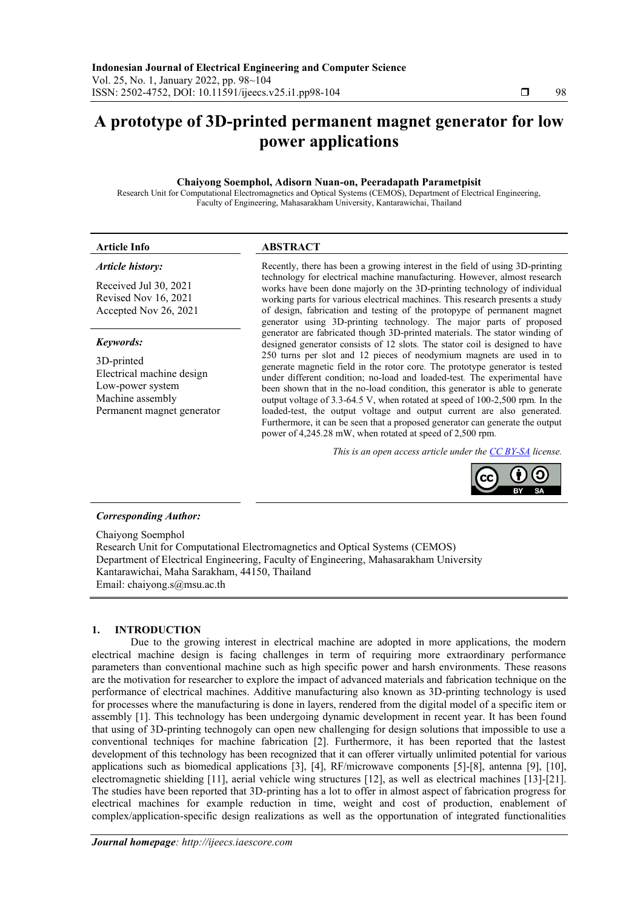# A prototype of 3D-printed permanent magnet generator for low power applications

**Chaiyong Soemphol, Adisorn Nuan-on, Peeradapath Parametpisit**

Research Unit for Computational Electromagnetics and Optical Systems (CEMOS), Department of Electrical Engineering, Faculty of Engineering, Mahasarakham University, Kantarawichai, Thailand

| Article Info | ABSTRACT |
|---|---|
| ***Article history:***<br>Received Jul 30, 2021<br>Revised Nov 16, 2021<br>Accepted Nov 26, 2021<br><br>***Keywords:***<br>3D-printed<br>Electrical machine design<br>Low-power system<br>Machine assembly<br>Permanent magnet generator | Recently, there has been a growing interest in the field of using 3D-printing technology for electrical machine manufacturing. However, almost research works have been done majorly on the 3D-printing technology of individual working parts for various electrical machines. This research presents a study of design, fabrication and testing of the protopype of permanent magnet generator using 3D-printing technology. The major parts of proposed generator are fabricated though 3D-printed materials. The stator winding of designed generator consists of 12 slots. The stator coil is designed to have 250 turns per slot and 12 pieces of neodymium magnets are used in to generate magnetic field in the rotor core. The prototype generator is tested under different condition; no-load and loaded-test. The experimental have been shown that in the no-load condition, this generator is able to generate output voltage of 3.3-64.5 V, when rotated at speed of 100-2,500 rpm. In the loaded-test, the output voltage and output current are also generated. Furthermore, it can be seen that a proposed generator can generate the output power of 4,245.28 mW, when rotated at speed of 2,500 rpm.<br><br>*This is an open access article under the CC BY-SA license.* |

***Corresponding Author:***

Chaiyong Soemphol
Research Unit for Computational Electromagnetics and Optical Systems (CEMOS)
Department of Electrical Engineering, Faculty of Engineering, Mahasarakham University
Kantarawichai, Maha Sarakham, 44150, Thailand
Email: chaiyong.s@msu.ac.th

## 1. INTRODUCTION

Due to the growing interest in electrical machine are adopted in more applications, the modern electrical machine design is facing challenges in term of requiring more extraordinary performance parameters than conventional machine such as high specific power and harsh environments. These reasons are the motivation for researcher to explore the impact of advanced materials and fabrication technique on the performance of electrical machines. Additive manufacturing also known as 3D-printing technology is used for processes where the manufacturing is done in layers, rendered from the digital model of a specific item or assembly [1]. This technology has been undergoing dynamic development in recent year. It has been found that using of 3D-printing technogoly can open new challenging for design solutions that impossible to use a conventional techniqes for machine fabrication [2]. Furthermore, it has been reported that the lastest development of this technology has been recognized that it can offerer virtually unlimited potential for various applications such as biomedical applications [3], [4], RF/microwave components [5]-[8], antenna [9], [10], electromagnetic shielding [11], aerial vehicle wing structures [12], as well as electrical machines [13]-[21]. The studies have been reported that 3D-printing has a lot to offer in almost aspect of fabrication progress for electrical machines for example reduction in time, weight and cost of production, enablement of complex/application-specific design realizations as well as the opportunation of integrated functionalities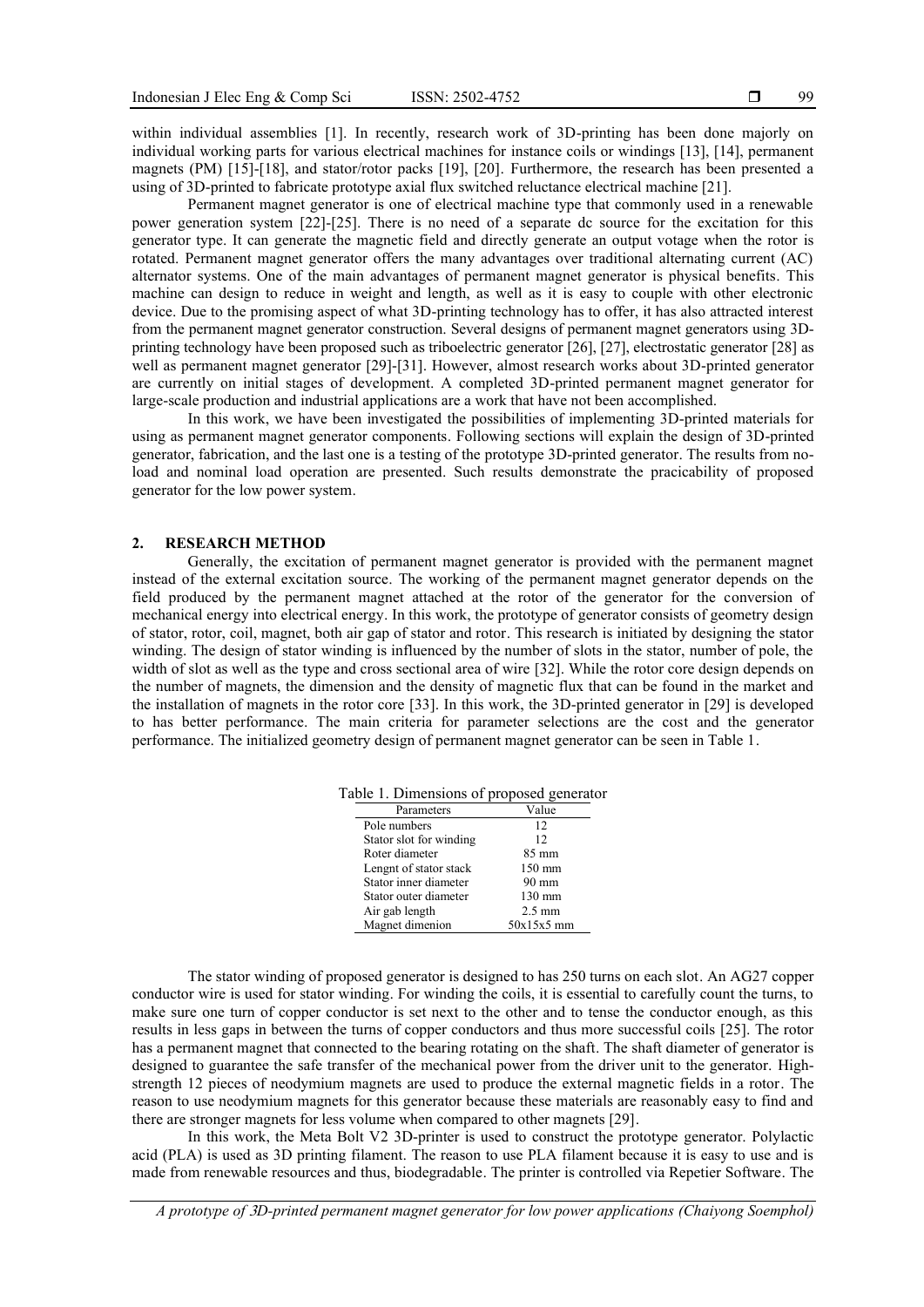within individual assemblies [1]. In recently, research work of 3D-printing has been done majorly on individual working parts for various electrical machines for instance coils or windings [13], [14], permanent magnets (PM) [15]-[18], and stator/rotor packs [19], [20]. Furthermore, the research has been presented a using of 3D-printed to fabricate prototype axial flux switched reluctance electrical machine [21].

Permanent magnet generator is one of electrical machine type that commonly used in a renewable power generation system [22]-[25]. There is no need of a separate dc source for the excitation for this generator type. It can generate the magnetic field and directly generate an output votage when the rotor is rotated. Permanent magnet generator offers the many advantages over traditional alternating current (AC) alternator systems. One of the main advantages of permanent magnet generator is physical benefits. This machine can design to reduce in weight and length, as well as it is easy to couple with other electronic device. Due to the promising aspect of what 3D-printing technology has to offer, it has also attracted interest from the permanent magnet generator construction. Several designs of permanent magnet generators using 3D-printing technology have been proposed such as triboelectric generator [26], [27], electrostatic generator [28] as well as permanent magnet generator [29]-[31]. However, almost research works about 3D-printed generator are currently on initial stages of development. A completed 3D-printed permanent magnet generator for large-scale production and industrial applications are a work that have not been accomplished.

In this work, we have been investigated the possibilities of implementing 3D-printed materials for using as permanent magnet generator components. Following sections will explain the design of 3D-printed generator, fabrication, and the last one is a testing of the prototype 3D-printed generator. The results from no-load and nominal load operation are presented. Such results demonstrate the pracicability of proposed generator for the low power system.

## 2. RESEARCH METHOD

Generally, the excitation of permanent magnet generator is provided with the permanent magnet instead of the external excitation source. The working of the permanent magnet generator depends on the field produced by the permanent magnet attached at the rotor of the generator for the conversion of mechanical energy into electrical energy. In this work, the prototype of generator consists of geometry design of stator, rotor, coil, magnet, both air gap of stator and rotor. This research is initiated by designing the stator winding. The design of stator winding is influenced by the number of slots in the stator, number of pole, the width of slot as well as the type and cross sectional area of wire [32]. While the rotor core design depends on the number of magnets, the dimension and the density of magnetic flux that can be found in the market and the installation of magnets in the rotor core [33]. In this work, the 3D-printed generator in [29] is developed to has better performance. The main criteria for parameter selections are the cost and the generator performance. The initialized geometry design of permanent magnet generator can be seen in Table 1.

Table 1. Dimensions of proposed generator

| Parameters | Value |
|---|---|
| Pole numbers | 12 |
| Stator slot for winding | 12 |
| Roter diameter | 85 mm |
| Lengnt of stator stack | 150 mm |
| Stator inner diameter | 90 mm |
| Stator outer diameter | 130 mm |
| Air gab length | 2.5 mm |
| Magnet dimenion | 50x15x5 mm |

The stator winding of proposed generator is designed to has 250 turns on each slot. An AG27 copper conductor wire is used for stator winding. For winding the coils, it is essential to carefully count the turns, to make sure one turn of copper conductor is set next to the other and to tense the conductor enough, as this results in less gaps in between the turns of copper conductors and thus more successful coils [25]. The rotor has a permanent magnet that connected to the bearing rotating on the shaft. The shaft diameter of generator is designed to guarantee the safe transfer of the mechanical power from the driver unit to the generator. High-strength 12 pieces of neodymium magnets are used to produce the external magnetic fields in a rotor. The reason to use neodymium magnets for this generator because these materials are reasonably easy to find and there are stronger magnets for less volume when compared to other magnets [29].

In this work, the Meta Bolt V2 3D-printer is used to construct the prototype generator. Polylactic acid (PLA) is used as 3D printing filament. The reason to use PLA filament because it is easy to use and is made from renewable resources and thus, biodegradable. The printer is controlled via Repetier Software. The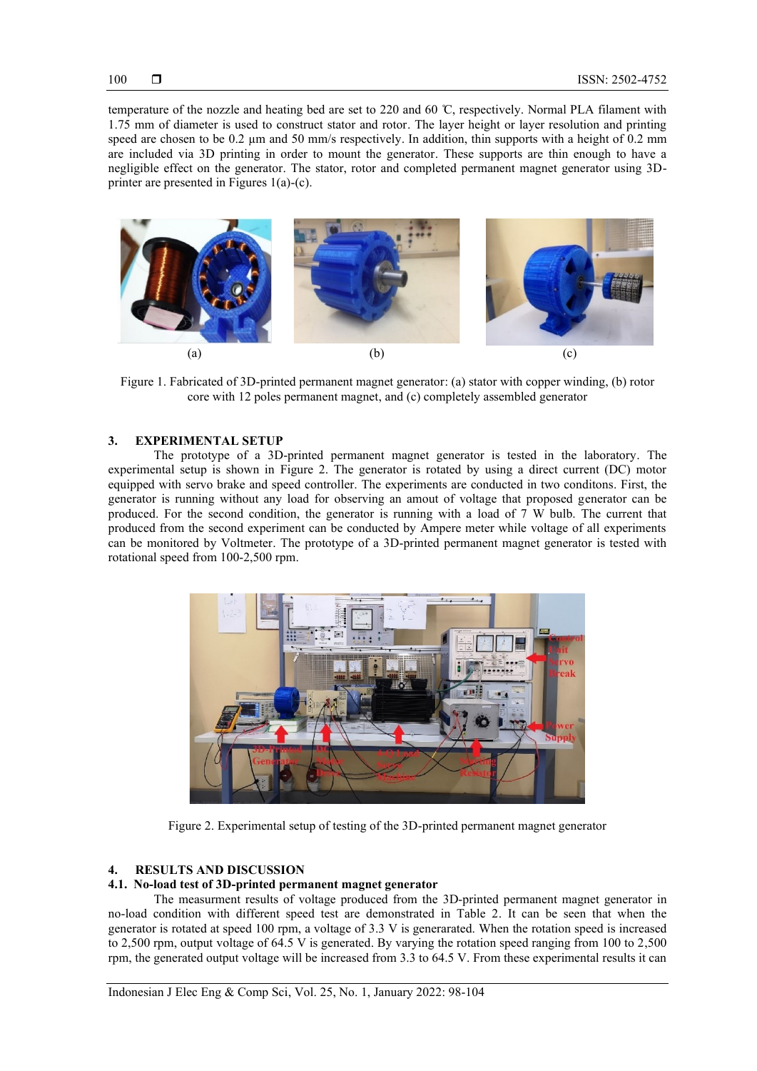temperature of the nozzle and heating bed are set to 220 and 60 ℃, respectively. Normal PLA filament with 1.75 mm of diameter is used to construct stator and rotor. The layer height or layer resolution and printing speed are chosen to be 0.2 µm and 50 mm/s respectively. In addition, thin supports with a height of 0.2 mm are included via 3D printing in order to mount the generator. These supports are thin enough to have a negligible effect on the generator. The stator, rotor and completed permanent magnet generator using 3D-printer are presented in Figures 1(a)-(c).

(a) (b) (c)

Figure 1. Fabricated of 3D-printed permanent magnet generator: (a) stator with copper winding, (b) rotor core with 12 poles permanent magnet, and (c) completely assembled generator

## 3. EXPERIMENTAL SETUP

The prototype of a 3D-printed permanent magnet generator is tested in the laboratory. The experimental setup is shown in Figure 2. The generator is rotated by using a direct current (DC) motor equipped with servo brake and speed controller. The experiments are conducted in two conditons. First, the generator is running without any load for observing an amout of voltage that proposed generator can be produced. For the second condition, the generator is running with a load of 7 W bulb. The current that produced from the second experiment can be conducted by Ampere meter while voltage of all experiments can be monitored by Voltmeter. The prototype of a 3D-printed permanent magnet generator is tested with rotational speed from 100-2,500 rpm.

Figure 2. Experimental setup of testing of the 3D-printed permanent magnet generator

## 4. RESULTS AND DISCUSSION

### 4.1. No-load test of 3D-printed permanent magnet generator

The measurment results of voltage produced from the 3D-printed permanent magnet generator in no-load condition with different speed test are demonstrated in Table 2. It can be seen that when the generator is rotated at speed 100 rpm, a voltage of 3.3 V is generarated. When the rotation speed is increased to 2,500 rpm, output voltage of 64.5 V is generated. By varying the rotation speed ranging from 100 to 2,500 rpm, the generated output voltage will be increased from 3.3 to 64.5 V. From these experimental results it can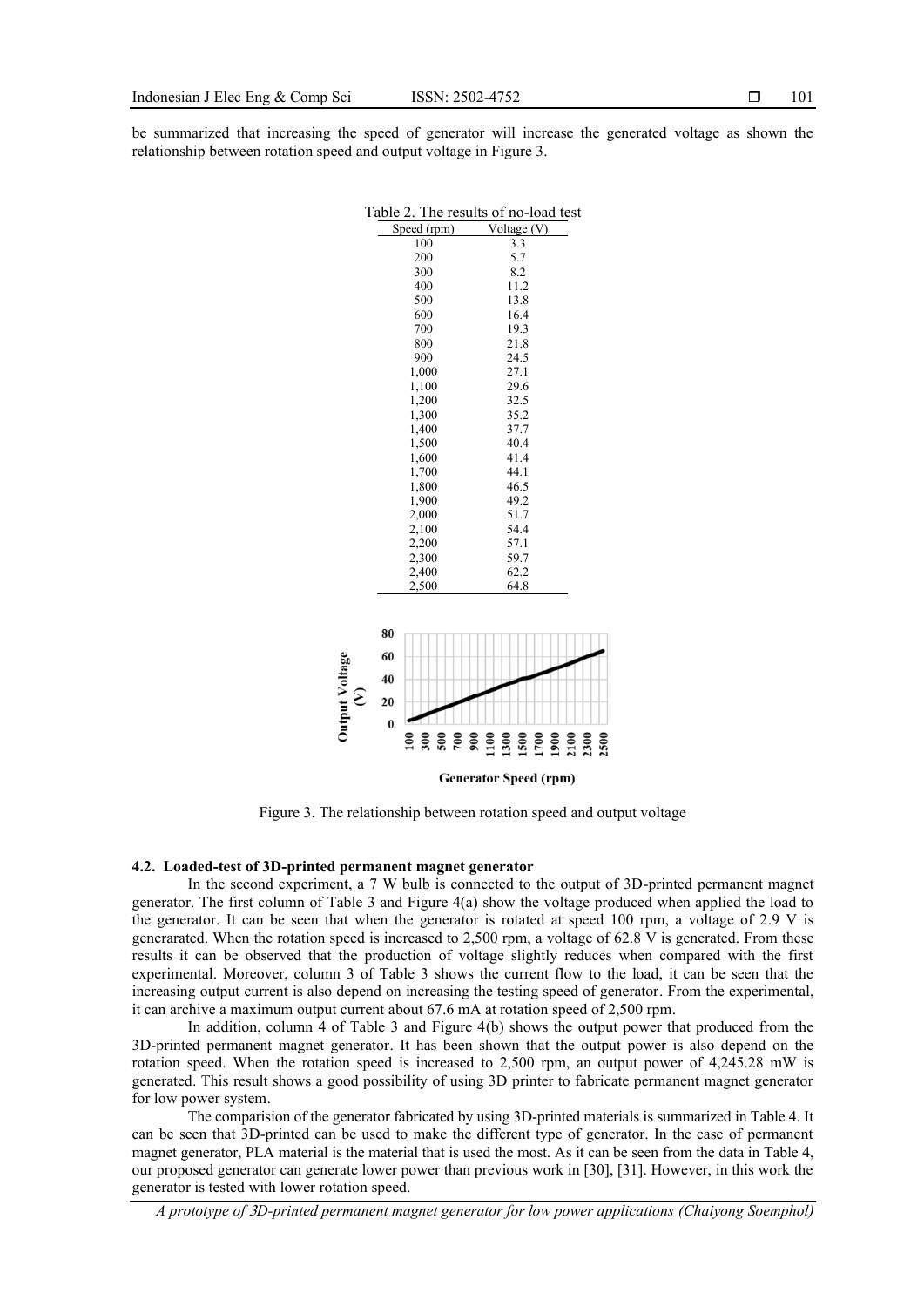be summarized that increasing the speed of generator will increase the generated voltage as shown the relationship between rotation speed and output voltage in Figure 3.

Table 2. The results of no-load test

| Speed (rpm) | Voltage (V) |
|---|---|
| 100 | 3.3 |
| 200 | 5.7 |
| 300 | 8.2 |
| 400 | 11.2 |
| 500 | 13.8 |
| 600 | 16.4 |
| 700 | 19.3 |
| 800 | 21.8 |
| 900 | 24.5 |
| 1,000 | 27.1 |
| 1,100 | 29.6 |
| 1,200 | 32.5 |
| 1,300 | 35.2 |
| 1,400 | 37.7 |
| 1,500 | 40.4 |
| 1,600 | 41.4 |
| 1,700 | 44.1 |
| 1,800 | 46.5 |
| 1,900 | 49.2 |
| 2,000 | 51.7 |
| 2,100 | 54.4 |
| 2,200 | 57.1 |
| 2,300 | 59.7 |
| 2,400 | 62.2 |
| 2,500 | 64.8 |

Figure 3. The relationship between rotation speed and output voltage

### 4.2. Loaded-test of 3D-printed permanent magnet generator

In the second experiment, a 7 W bulb is connected to the output of 3D-printed permanent magnet generator. The first column of Table 3 and Figure 4(a) show the voltage produced when applied the load to the generator. It can be seen that when the generator is rotated at speed 100 rpm, a voltage of 2.9 V is generarated. When the rotation speed is increased to 2,500 rpm, a voltage of 62.8 V is generated. From these results it can be observed that the production of voltage slightly reduces when compared with the first experimental. Moreover, column 3 of Table 3 shows the current flow to the load, it can be seen that the increasing output current is also depend on increasing the testing speed of generator. From the experimental, it can archive a maximum output current about 67.6 mA at rotation speed of 2,500 rpm.

In addition, column 4 of Table 3 and Figure 4(b) shows the output power that produced from the 3D-printed permanent magnet generator. It has been shown that the output power is also depend on the rotation speed. When the rotation speed is increased to 2,500 rpm, an output power of 4,245.28 mW is generated. This result shows a good possibility of using 3D printer to fabricate permanent magnet generator for low power system.

The comparision of the generator fabricated by using 3D-printed materials is summarized in Table 4. It can be seen that 3D-printed can be used to make the different type of generator. In the case of permanent magnet generator, PLA material is the material that is used the most. As it can be seen from the data in Table 4, our proposed generator can generate lower power than previous work in [30], [31]. However, in this work the generator is tested with lower rotation speed.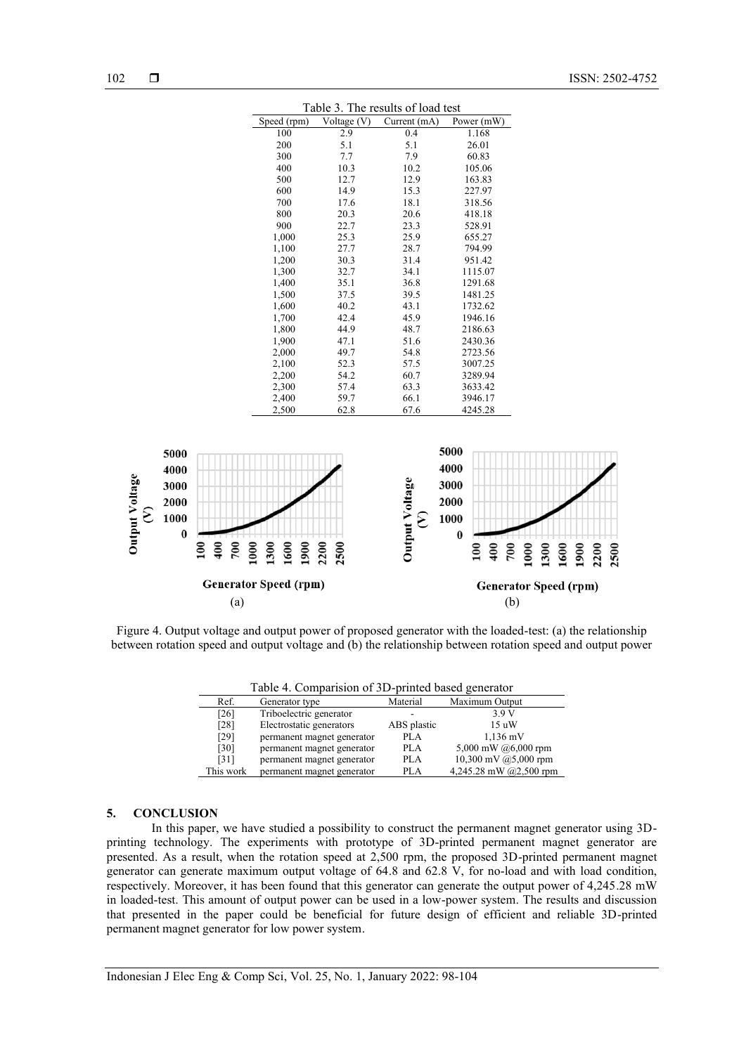Table 3. The results of load test

| Speed (rpm) | Voltage (V) | Current (mA) | Power (mW) |
|---|---|---|---|
| 100 | 2.9 | 0.4 | 1.168 |
| 200 | 5.1 | 5.1 | 26.01 |
| 300 | 7.7 | 7.9 | 60.83 |
| 400 | 10.3 | 10.2 | 105.06 |
| 500 | 12.7 | 12.9 | 163.83 |
| 600 | 14.9 | 15.3 | 227.97 |
| 700 | 17.6 | 18.1 | 318.56 |
| 800 | 20.3 | 20.6 | 418.18 |
| 900 | 22.7 | 23.3 | 528.91 |
| 1,000 | 25.3 | 25.9 | 655.27 |
| 1,100 | 27.7 | 28.7 | 794.99 |
| 1,200 | 30.3 | 31.4 | 951.42 |
| 1,300 | 32.7 | 34.1 | 1115.07 |
| 1,400 | 35.1 | 36.8 | 1291.68 |
| 1,500 | 37.5 | 39.5 | 1481.25 |
| 1,600 | 40.2 | 43.1 | 1732.62 |
| 1,700 | 42.4 | 45.9 | 1946.16 |
| 1,800 | 44.9 | 48.7 | 2186.63 |
| 1,900 | 47.1 | 51.6 | 2430.36 |
| 2,000 | 49.7 | 54.8 | 2723.56 |
| 2,100 | 52.3 | 57.5 | 3007.25 |
| 2,200 | 54.2 | 60.7 | 3289.94 |
| 2,300 | 57.4 | 63.3 | 3633.42 |
| 2,400 | 59.7 | 66.1 | 3946.17 |
| 2,500 | 62.8 | 67.6 | 4245.28 |

Figure 4. Output voltage and output power of proposed generator with the loaded-test: (a) the relationship between rotation speed and output voltage and (b) the relationship between rotation speed and output power

Table 4. Comparision of 3D-printed based generator

| Ref. | Generator type | Material | Maximum Output |
|---|---|---|---|
| [26] | Triboelectric generator | - | 3.9 V |
| [28] | Electrostatic generators | ABS plastic | 15 uW |
| [29] | permanent magnet generator | PLA | 1,136 mV |
| [30] | permanent magnet generator | PLA | 5,000 mW @6,000 rpm |
| [31] | permanent magnet generator | PLA | 10,300 mV @5,000 rpm |
| This work | permanent magnet generator | PLA | 4,245.28 mW @2,500 rpm |

## 5. CONCLUSION

In this paper, we have studied a possibility to construct the permanent magnet generator using 3D-printing technology. The experiments with prototype of 3D-printed permanent magnet generator are presented. As a result, when the rotation speed at 2,500 rpm, the proposed 3D-printed permanent magnet generator can generate maximum output voltage of 64.8 and 62.8 V, for no-load and with load condition, respectively. Moreover, it has been found that this generator can generate the output power of 4,245.28 mW in loaded-test. This amount of output power can be used in a low-power system. The results and discussion that presented in the paper could be beneficial for future design of efficient and reliable 3D-printed permanent magnet generator for low power system.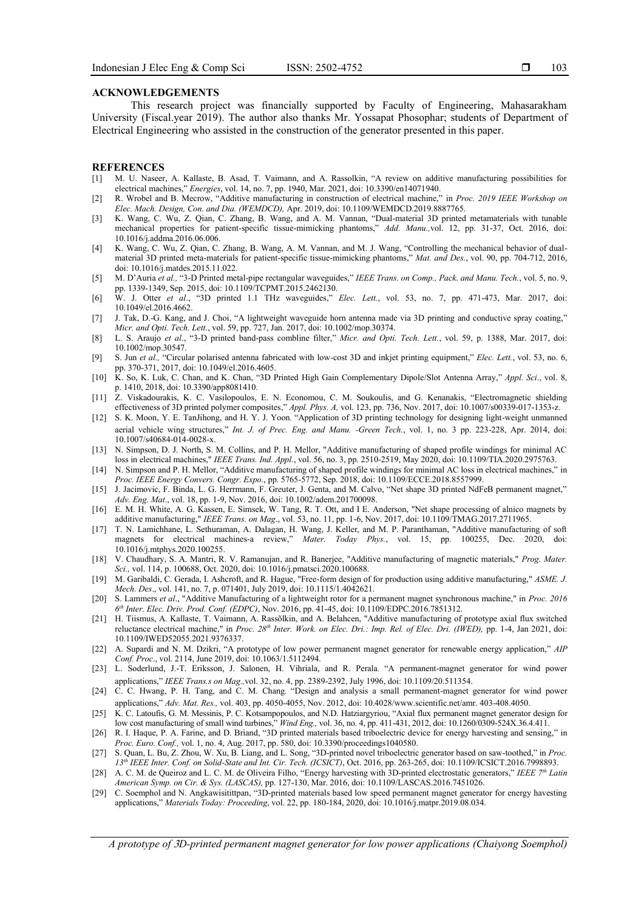## ACKNOWLEDGEMENTS

This research project was financially supported by Faculty of Engineering, Mahasarakham University (Fiscal.year 2019). The author also thanks Mr. Yossapat Phosophar; students of Department of Electrical Engineering who assisted in the construction of the generator presented in this paper.

## REFERENCES

[1] M. U. Naseer, A. Kallaste, B. Asad, T. Vaimann, and A. Rassolkin, "A review on additive manufacturing possibilities for electrical machines," *Energies*, vol. 14, no. 7, pp. 1940, Mar. 2021, doi: 10.3390/en14071940.

[2] R. Wrobel and B. Mecrow, "Additive manufacturing in construction of electrical machine," in *Proc. 2019 IEEE Workshop on Elec. Mach. Design, Con. and Dia. (WEMDCD),* Apr. 2019, doi: 10.1109/WEMDCD.2019.8887765.

[3] K. Wang, C. Wu, Z. Qian, C. Zhang, B. Wang, and A. M. Vannan, "Dual-material 3D printed metamaterials with tunable mechanical properties for patient-specific tissue-mimicking phantoms," *Add. Manu.,*vol. 12, pp. 31-37, Oct. 2016, doi: 10.1016/j.addma.2016.06.006.

[4] K. Wang, C. Wu, Z. Qian, C. Zhang, B. Wang, A. M. Vannan, and M. J. Wang, "Controlling the mechanical behavior of dual-material 3D printed meta-materials for patient-specific tissue-mimicking phantoms," *Mat. and Des.*, vol. 90, pp. 704-712, 2016, doi: 10.1016/j.matdes.2015.11.022.

[5] M. D'Auria *et al.,* "3-D Printed metal-pipe rectangular waveguides," *IEEE Trans. on Comp., Pack. and Manu. Tech.*, vol. 5, no. 9, pp. 1339-1349, Sep. 2015, doi: 10.1109/TCPMT.2015.2462130.

[6] W. J. Otter *et al*., "3D printed 1.1 THz waveguides," *Elec. Lett.*, vol. 53, no. 7, pp. 471-473, Mar. 2017, doi: 10.1049/el.2016.4662.

[7] J. Tak, D.-G. Kang, and J. Choi, "A lightweight waveguide horn antenna made via 3D printing and conductive spray coating," *Micr. and Opti. Tech. Lett.*, vol. 59, pp. 727, Jan. 2017, doi: 10.1002/mop.30374.

[8] L. S. Araujo *et al*., "3-D printed band-pass combline filter," *Micr. and Opti. Tech. Lett.*, vol. 59, p. 1388, Mar. 2017, doi: 10.1002/mop.30547.

[9] S. Jun *et al.,* "Circular polarised antenna fabricated with low-cost 3D and inkjet printing equipment," *Elec. Lett.*, vol. 53, no. 6, pp. 370-371, 2017, doi: 10.1049/el.2016.4605.

[10] K. So, K. Luk, C. Chan, and K. Chan, "3D Printed High Gain Complementary Dipole/Slot Antenna Array," *Appl. Sci*., vol. 8, p. 1410, 2018, doi: 10.3390/app8081410.

[11] Z. Viskadourakis, K. C. Vasilopoulos, E. N. Economou, C. M. Soukoulis, and G. Kenanakis, "Electromagnetic shielding effectiveness of 3D printed polymer composites," *Appl. Phys. A,* vol. 123, pp. 736, Nov. 2017, doi: 10.1007/s00339-017-1353-z.

[12] S. K. Moon, Y. E. TanJihong, and H. Y. J. Yoon. "Application of 3D printing technology for designing light-weight unmanned aerial vehicle wing structures," *Int. J. of Prec. Eng. and Manu. -Green Tech.*, vol. 1, no. 3 pp. 223-228, Apr. 2014, doi: 10.1007/s40684-014-0028-x.

[13] N. Simpson, D. J. North, S. M. Collins, and P. H. Mellor, "Additive manufacturing of shaped profile windings for minimal AC loss in electrical machines," *IEEE Trans. Ind. Appl.*, vol. 56, no. 3, pp. 2510-2519, May 2020, doi: 10.1109/TIA.2020.2975763.

[14] N. Simpson and P. H. Mellor, "Additive manufacturing of shaped profile windings for minimal AC loss in electrical machines," in *Proc. IEEE Energy Convers. Congr. Expo.*, pp. 5765-5772, Sep. 2018, doi: 10.1109/ECCE.2018.8557999.

[15] J. Jacimovic, F. Binda, L. G. Herrmann, F. Greuter, J. Genta, and M. Calvo, "Net shape 3D printed NdFeB permanent magnet," *Adv. Eng. Mat*., vol. 18, pp. 1-9, Nov. 2016, doi: 10.1002/adem.201700098.

[16] E. M. H. White, A. G. Kassen, E. Simsek, W. Tang, R. T. Ott, and I E. Anderson, "Net shape processing of alnico magnets by additive manufacturing," *IEEE Trans. on Mag*., vol. 53, no. 11, pp. 1-6, Nov. 2017, doi: 10.1109/TMAG.2017.2711965.

[17] T. N. Lamichhane, L. Sethuraman, A. Dalagan, H. Wang, J. Keller, and M. P. Paranthaman, "Additive manufacturing of soft magnets for electrical machines-a review," *Mater. Today Phys.*, vol. 15, pp. 100255, Dec. 2020, doi: 10.1016/j.mtphys.2020.100255.

[18] V. Chaudhary, S. A. Mantri, R. V. Ramanujan, and R. Banerjee, "Additive manufacturing of magnetic materials," *Prog. Mater. Sci.,* vol. 114, p. 100688, Oct. 2020, doi: 10.1016/j.pmatsci.2020.100688.

[19] M. Garibaldi, C. Gerada, I. Ashcroft, and R. Hague, "Free-form design of for production using additive manufacturing," *ASME. J. Mech. Des*., vol. 141, no. 7, p. 071401, July 2019, doi: 10.1115/1.4042621.

[20] S. Lammers *et al*., "Additive Manufacturing of a lightweight rotor for a permanent magnet synchronous machine," in *Proc. 2016 6th Inter. Elec. Driv. Prod. Conf. (EDPC)*, Nov. 2016, pp. 41-45, doi: 10.1109/EDPC.2016.7851312.

[21] H. Tiismus, A. Kallaste, T. Vaimann, A. Rassõlkin, and A. Belahcen, "Additive manufacturing of prototype axial flux switched reluctance electrical machine," in *Proc. 28th Inter. Work. on Elec. Dri.: Imp. Rel. of Elec. Dri. (IWED),* pp. 1-4, Jan 2021, doi: 10.1109/IWED52055.2021.9376337.

[22] A. Supardi and N. M. Dzikri, "A prototype of low power permanent magnet generator for renewable energy application," *AIP Conf. Proc*., vol. 2114, June 2019, doi: 10.1063/1.5112494.

[23] L. Soderlund, J.-T. Eriksson, J. Salonen, H. Vihriala, and R. Perala. "A permanent-magnet generator for wind power applications," *IEEE Trans.s on Mag.,*vol. 32, no. 4, pp. 2389-2392, July 1996, doi: 10.1109/20.511354.

[24] C. C. Hwang, P. H. Tang, and C. M. Chang. "Design and analysis a small permanent-magnet generator for wind power applications," *Adv. Mat. Res.,* vol. 403, pp. 4050-4055, Nov. 2012, doi: 10.4028/www.scientific.net/amr. 403-408.4050.

[25] K. C. Latoufis, G. M. Messinis, P. C. Kotsampopoulos, and N.D. Hatziargyriou, "Axial flux permanent magnet generator design for low cost manufacturing of small wind turbines," *Wind Eng.,* vol. 36, no. 4, pp. 411-431, 2012, doi: 10.1260/0309-524X.36.4.411.

[26] R. I. Haque, P. A. Farine, and D. Briand, "3D printed materials based triboelectric device for energy harvesting and sensing," in *Proc. Euro. Conf.,* vol. 1, no. 4, Aug. 2017, p. 580, doi: 10.3390/proceedings1040580.

[27] S. Quan, L. Bu, Z. Zhou, W. Xu, B. Liang, and L. Song, "3D-printed novel triboelectric generator based on saw-toothed," in *Proc. 13th IEEE Inter. Conf. on Solid-State and Int. Cir. Tech. (ICSICT)*, Oct. 2016, pp. 263-265, doi: 10.1109/ICSICT.2016.7998893.

[28] A. C. M. de Queiroz and L. C. M. de Oliveira Filho, "Energy harvesting with 3D-printed electrostatic generators," *IEEE 7th Latin American Symp. on Cir. & Sys. (LASCAS),* pp. 127-130, Mar. 2016, doi: 10.1109/LASCAS.2016.7451026.

[29] C. Soemphol and N. Angkawisitittpan, "3D-printed materials based low speed permanent magnet generator for energy havesting applications," *Materials Today: Proceeding*, vol. 22, pp. 180-184, 2020, doi: 10.1016/j.matpr.2019.08.034.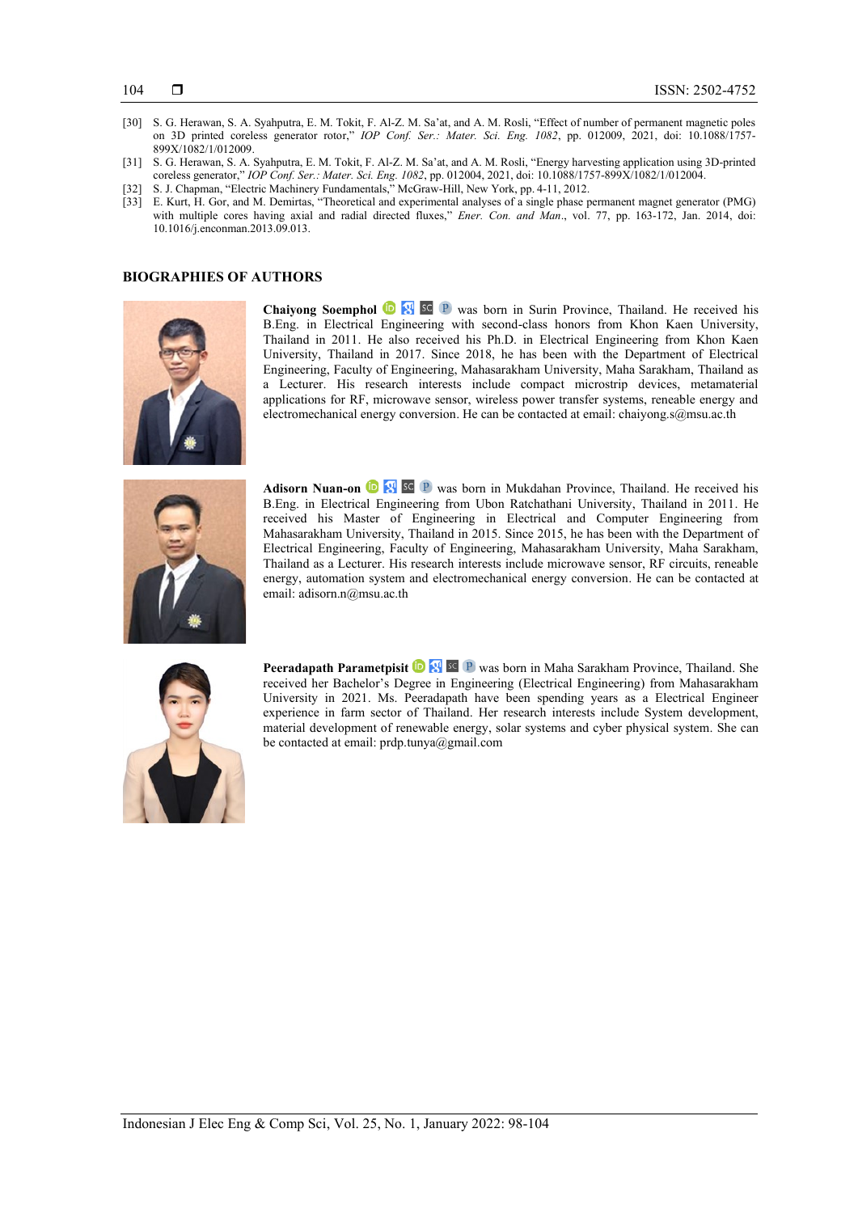[30] S. G. Herawan, S. A. Syahputra, E. M. Tokit, F. Al-Z. M. Sa'at, and A. M. Rosli, "Effect of number of permanent magnetic poles on 3D printed coreless generator rotor," *IOP Conf. Ser.: Mater. Sci. Eng. 1082*, pp. 012009, 2021, doi: 10.1088/1757-899X/1082/1/012009.

[31] S. G. Herawan, S. A. Syahputra, E. M. Tokit, F. Al-Z. M. Sa'at, and A. M. Rosli, "Energy harvesting application using 3D-printed coreless generator," *IOP Conf. Ser.: Mater. Sci. Eng. 1082*, pp. 012004, 2021, doi: 10.1088/1757-899X/1082/1/012004.

[32] S. J. Chapman, "Electric Machinery Fundamentals," McGraw-Hill, New York, pp. 4-11, 2012.

[33] E. Kurt, H. Gor, and M. Demirtas, "Theoretical and experimental analyses of a single phase permanent magnet generator (PMG) with multiple cores having axial and radial directed fluxes," *Ener. Con. and Man.*, vol. 77, pp. 163-172, Jan. 2014, doi: 10.1016/j.enconman.2013.09.013.

## BIOGRAPHIES OF AUTHORS

**Chaiyong Soemphol** was born in Surin Province, Thailand. He received his B.Eng. in Electrical Engineering with second-class honors from Khon Kaen University, Thailand in 2011. He also received his Ph.D. in Electrical Engineering from Khon Kaen University, Thailand in 2017. Since 2018, he has been with the Department of Electrical Engineering, Faculty of Engineering, Mahasarakham University, Maha Sarakham, Thailand as a Lecturer. His research interests include compact microstrip devices, metamaterial applications for RF, microwave sensor, wireless power transfer systems, reneable energy and electromechanical energy conversion. He can be contacted at email: chaiyong.s@msu.ac.th

**Adisorn Nuan-on** was born in Mukdahan Province, Thailand. He received his B.Eng. in Electrical Engineering from Ubon Ratchathani University, Thailand in 2011. He received his Master of Engineering in Electrical and Computer Engineering from Mahasarakham University, Thailand in 2015. Since 2015, he has been with the Department of Electrical Engineering, Faculty of Engineering, Mahasarakham University, Maha Sarakham, Thailand as a Lecturer. His research interests include microwave sensor, RF circuits, reneable energy, automation system and electromechanical energy conversion. He can be contacted at email: adisorn.n@msu.ac.th

**Peeradapath Parametpisit** was born in Maha Sarakham Province, Thailand. She received her Bachelor's Degree in Engineering (Electrical Engineering) from Mahasarakham University in 2021. Ms. Peeradapath have been spending years as a Electrical Engineer experience in farm sector of Thailand. Her research interests include System development, material development of renewable energy, solar systems and cyber physical system. She can be contacted at email: prdp.tunya@gmail.com